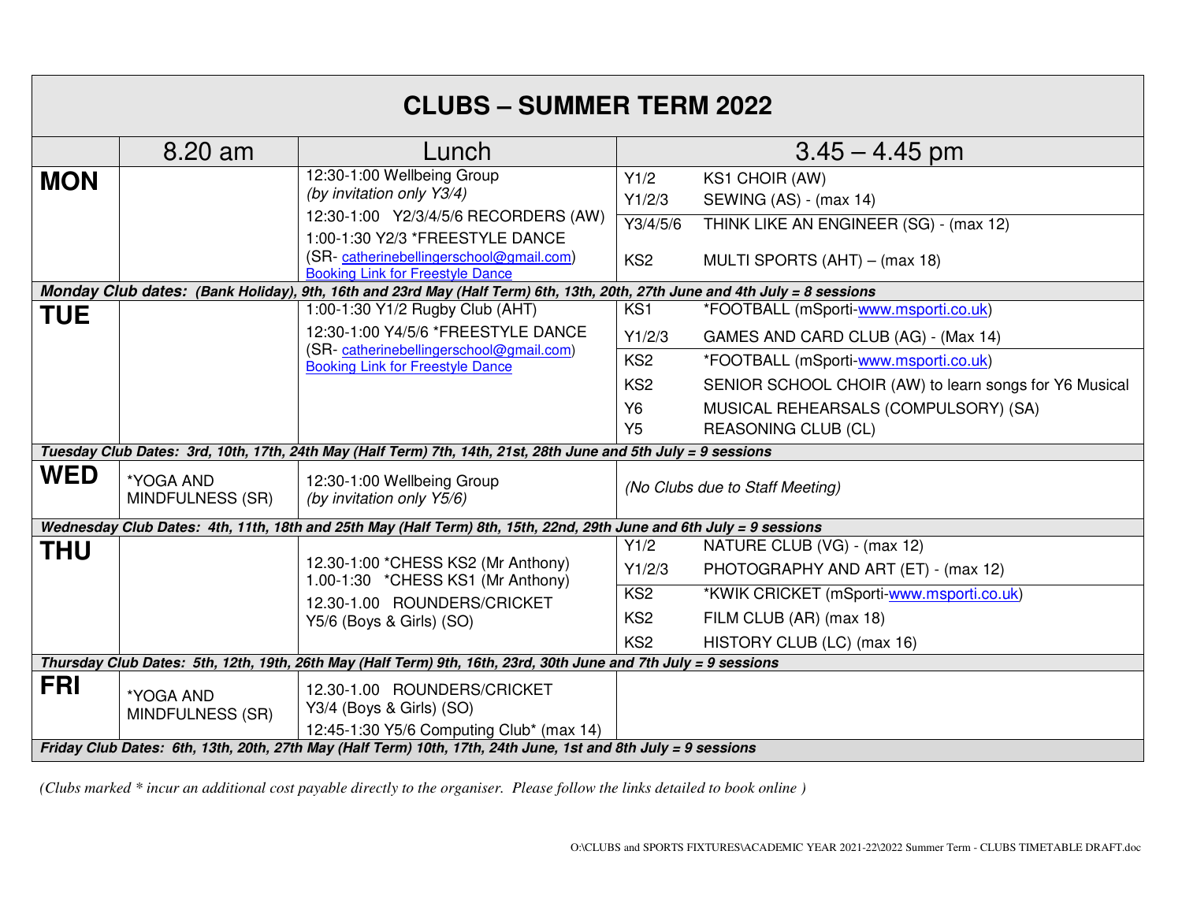# CLUBS – SUMMER TERM 2022

| | 8.20 am | Lunch | 3.45 – 4.45 pm | |
|---|---|---|---|---|
| **MON** | | 12:30-1:00 Wellbeing Group *(by invitation only Y3/4)* | Y1/2 | KS1 CHOIR (AW) |
| | | 12:30-1:00 Y2/3/4/5/6 RECORDERS (AW) | Y1/2/3 | SEWING (AS) - (max 14) |
| | | 1:00-1:30 Y2/3 *FREESTYLE DANCE (SR- catherinebellingerschool@gmail.com) Booking Link for Freestyle Dance | Y3/4/5/6 | THINK LIKE AN ENGINEER (SG) - (max 12) |
| | | | KS2 | MULTI SPORTS (AHT) – (max 18) |
| ***Monday Club dates: (Bank Holiday), 9th, 16th and 23rd May (Half Term) 6th, 13th, 20th, 27th June and 4th July = 8 sessions*** | | | | |
| **TUE** | | 1:00-1:30 Y1/2 Rugby Club (AHT) | KS1 | *FOOTBALL (mSporti-www.msporti.co.uk) |
| | | 12:30-1:00 Y4/5/6 *FREESTYLE DANCE (SR- catherinebellingerschool@gmail.com) Booking Link for Freestyle Dance | Y1/2/3 | GAMES AND CARD CLUB (AG) - (Max 14) |
| | | | KS2 | *FOOTBALL (mSporti-www.msporti.co.uk) |
| | | | KS2 | SENIOR SCHOOL CHOIR (AW) to learn songs for Y6 Musical |
| | | | Y6 | MUSICAL REHEARSALS (COMPULSORY) (SA) |
| | | | Y5 | REASONING CLUB (CL) |
| ***Tuesday Club Dates: 3rd, 10th, 17th, 24th May (Half Term) 7th, 14th, 21st, 28th June and 5th July = 9 sessions*** | | | | |
| **WED** | *YOGA AND MINDFULNESS (SR) | 12:30-1:00 Wellbeing Group *(by invitation only Y5/6)* | *(No Clubs due to Staff Meeting)* | |
| ***Wednesday Club Dates: 4th, 11th, 18th and 25th May (Half Term) 8th, 15th, 22nd, 29th June and 6th July = 9 sessions*** | | | | |
| **THU** | | 12.30-1:00 *CHESS KS2 (Mr Anthony) | Y1/2 | NATURE CLUB (VG) - (max 12) |
| | | 1.00-1:30 *CHESS KS1 (Mr Anthony) | Y1/2/3 | PHOTOGRAPHY AND ART (ET) - (max 12) |
| | | 12.30-1.00 ROUNDERS/CRICKET Y5/6 (Boys & Girls) (SO) | KS2 | *KWIK CRICKET (mSporti-www.msporti.co.uk) |
| | | | KS2 | FILM CLUB (AR) (max 18) |
| | | | KS2 | HISTORY CLUB (LC) (max 16) |
| ***Thursday Club Dates: 5th, 12th, 19th, 26th May (Half Term) 9th, 16th, 23rd, 30th June and 7th July = 9 sessions*** | | | | |
| **FRI** | *YOGA AND MINDFULNESS (SR) | 12.30-1.00 ROUNDERS/CRICKET Y3/4 (Boys & Girls) (SO) | | |
| | | 12:45-1:30 Y5/6 Computing Club* (max 14) | | |
| ***Friday Club Dates: 6th, 13th, 20th, 27th May (Half Term) 10th, 17th, 24th June, 1st and 8th July = 9 sessions*** | | | | |

*(Clubs marked * incur an additional cost payable directly to the organiser. Please follow the links detailed to book online )*

O:\CLUBS and SPORTS FIXTURES\ACADEMIC YEAR 2021-22\2022 Summer Term - CLUBS TIMETABLE DRAFT.doc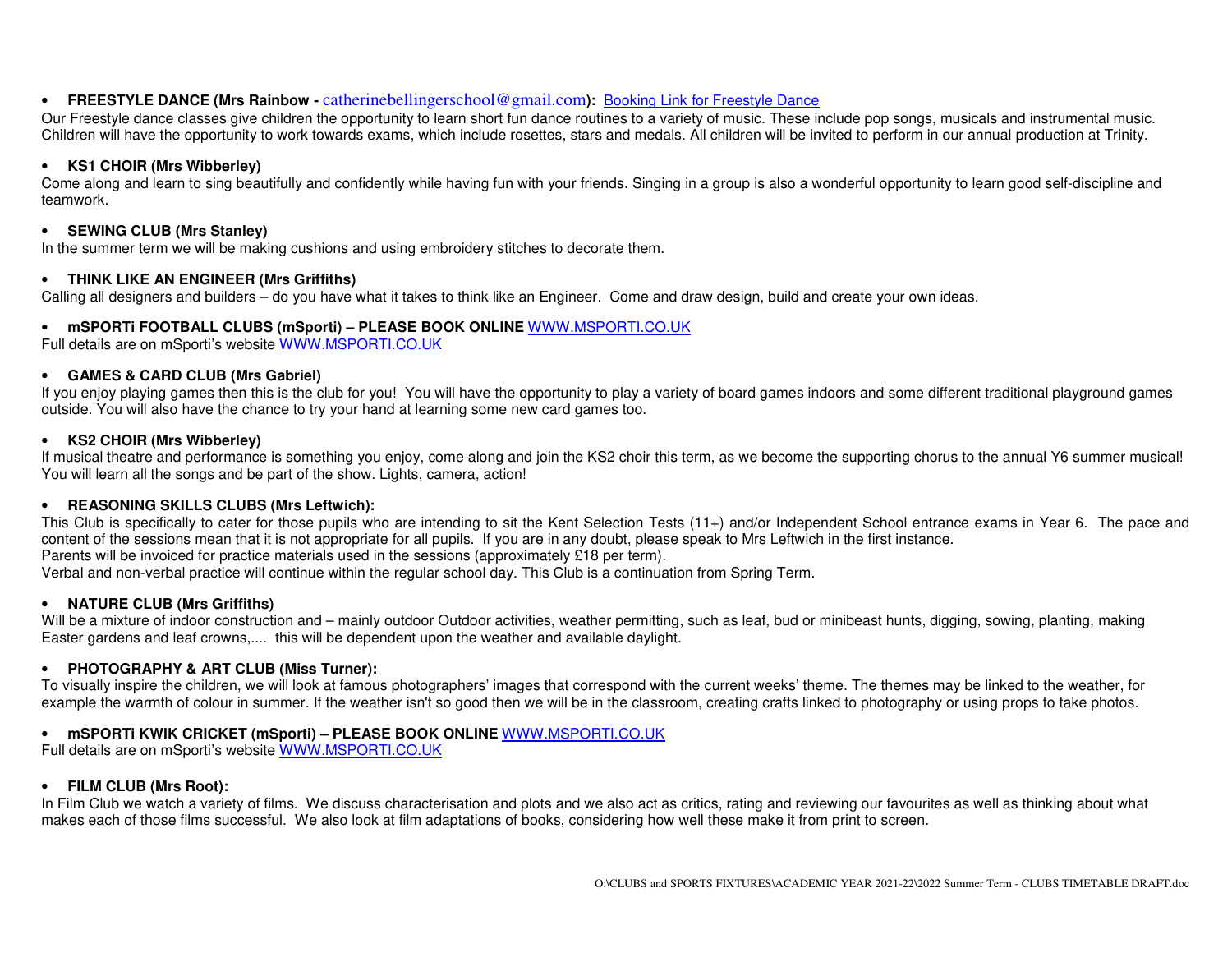- **FREESTYLE DANCE (Mrs Rainbow - catherinebellingerschool@gmail.com): ** Booking Link for Freestyle Dance

Our Freestyle dance classes give children the opportunity to learn short fun dance routines to a variety of music. These include pop songs, musicals and instrumental music. Children will have the opportunity to work towards exams, which include rosettes, stars and medals. All children will be invited to perform in our annual production at Trinity.

- **KS1 CHOIR (Mrs Wibberley)**

Come along and learn to sing beautifully and confidently while having fun with your friends. Singing in a group is also a wonderful opportunity to learn good self-discipline and teamwork.

- **SEWING CLUB (Mrs Stanley)**

In the summer term we will be making cushions and using embroidery stitches to decorate them.

- **THINK LIKE AN ENGINEER (Mrs Griffiths)**

Calling all designers and builders – do you have what it takes to think like an Engineer. Come and draw design, build and create your own ideas.

- **mSPORTi FOOTBALL CLUBS (mSporti) – PLEASE BOOK ONLINE** WWW.MSPORTI.CO.UK

Full details are on mSporti's website WWW.MSPORTI.CO.UK

- **GAMES & CARD CLUB (Mrs Gabriel)**

If you enjoy playing games then this is the club for you! You will have the opportunity to play a variety of board games indoors and some different traditional playground games outside. You will also have the chance to try your hand at learning some new card games too.

- **KS2 CHOIR (Mrs Wibberley)**

If musical theatre and performance is something you enjoy, come along and join the KS2 choir this term, as we become the supporting chorus to the annual Y6 summer musical! You will learn all the songs and be part of the show. Lights, camera, action!

- **REASONING SKILLS CLUBS (Mrs Leftwich):**

This Club is specifically to cater for those pupils who are intending to sit the Kent Selection Tests (11+) and/or Independent School entrance exams in Year 6. The pace and content of the sessions mean that it is not appropriate for all pupils. If you are in any doubt, please speak to Mrs Leftwich in the first instance.
Parents will be invoiced for practice materials used in the sessions (approximately £18 per term).
Verbal and non-verbal practice will continue within the regular school day. This Club is a continuation from Spring Term.

- **NATURE CLUB (Mrs Griffiths)**

Will be a mixture of indoor construction and – mainly outdoor Outdoor activities, weather permitting, such as leaf, bud or minibeast hunts, digging, sowing, planting, making Easter gardens and leaf crowns,.... this will be dependent upon the weather and available daylight.

- **PHOTOGRAPHY & ART CLUB (Miss Turner):**

To visually inspire the children, we will look at famous photographers' images that correspond with the current weeks' theme. The themes may be linked to the weather, for example the warmth of colour in summer. If the weather isn't so good then we will be in the classroom, creating crafts linked to photography or using props to take photos.

- **mSPORTi KWIK CRICKET (mSporti) – PLEASE BOOK ONLINE** WWW.MSPORTI.CO.UK

Full details are on mSporti's website WWW.MSPORTI.CO.UK

- **FILM CLUB (Mrs Root):**

In Film Club we watch a variety of films. We discuss characterisation and plots and we also act as critics, rating and reviewing our favourites as well as thinking about what makes each of those films successful. We also look at film adaptations of books, considering how well these make it from print to screen.